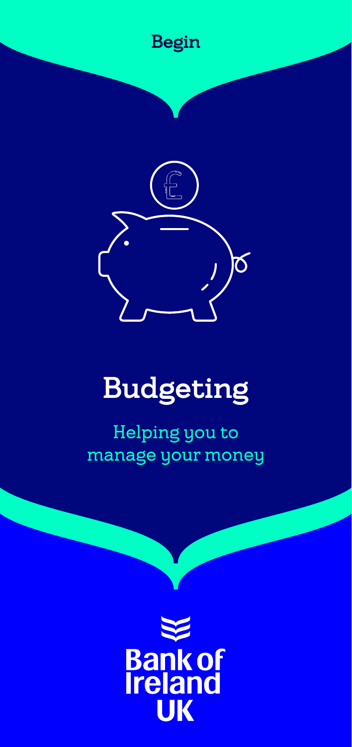Begin

# Budgeting

Helping you to manage your money

Bank of Ireland UK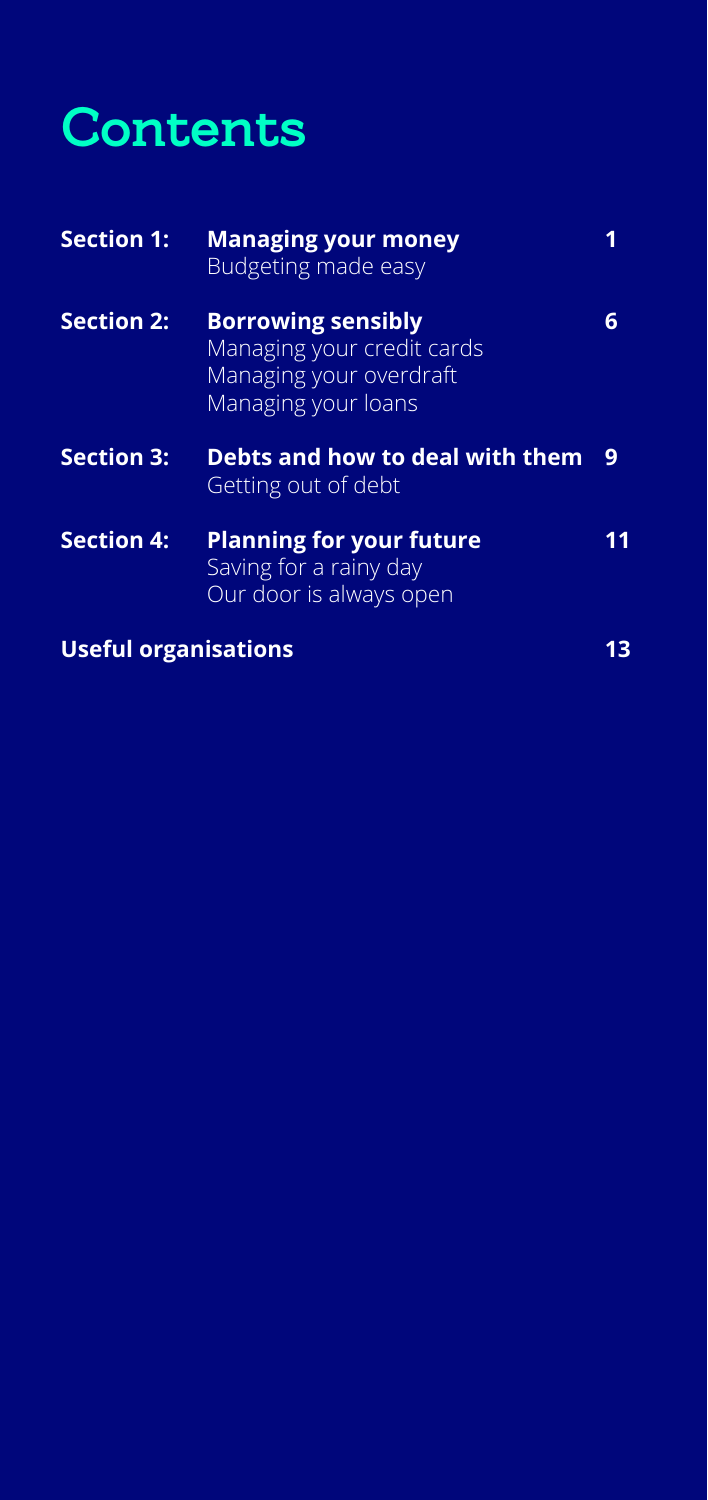# Contents

| | | |
|---|---|---|
| **Section 1:** | **Managing your money**<br>Budgeting made easy | **1** |
| **Section 2:** | **Borrowing sensibly**<br>Managing your credit cards<br>Managing your overdraft<br>Managing your loans | **6** |
| **Section 3:** | **Debts and how to deal with them**<br>Getting out of debt | **9** |
| **Section 4:** | **Planning for your future**<br>Saving for a rainy day<br>Our door is always open | **11** |
| **Useful organisations** | | **13** |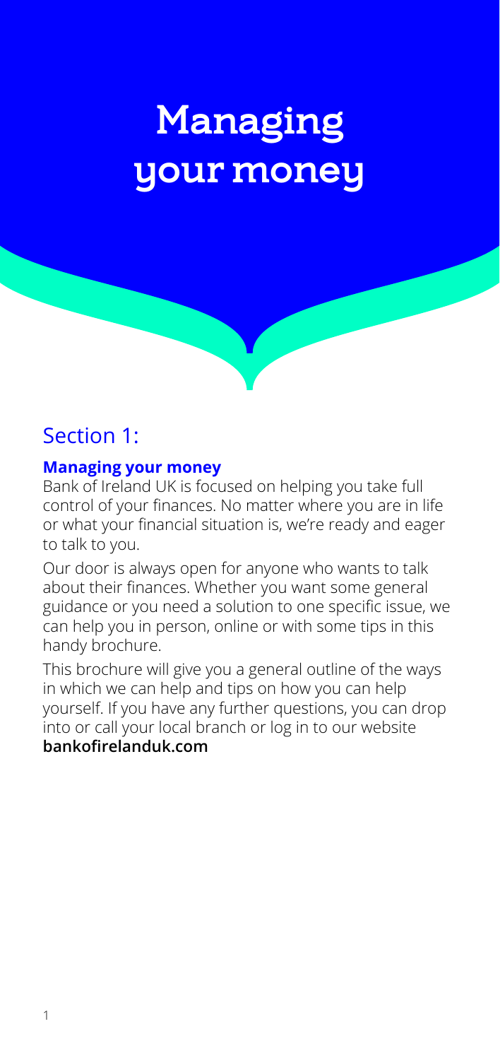# Managing your money

## Section 1:

### Managing your money

Bank of Ireland UK is focused on helping you take full control of your finances. No matter where you are in life or what your financial situation is, we're ready and eager to talk to you.

Our door is always open for anyone who wants to talk about their finances. Whether you want some general guidance or you need a solution to one specific issue, we can help you in person, online or with some tips in this handy brochure.

This brochure will give you a general outline of the ways in which we can help and tips on how you can help yourself. If you have any further questions, you can drop into or call your local branch or log in to our website **bankofirelanduk.com**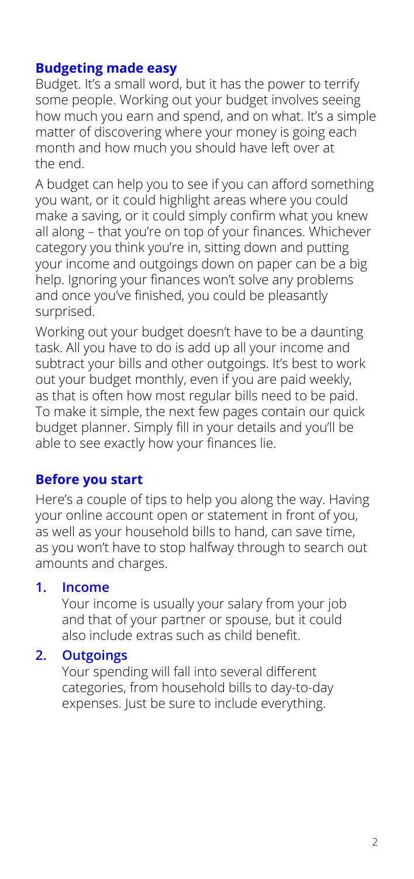## Budgeting made easy

Budget. It's a small word, but it has the power to terrify some people. Working out your budget involves seeing how much you earn and spend, and on what. It's a simple matter of discovering where your money is going each month and how much you should have left over at the end.

A budget can help you to see if you can afford something you want, or it could highlight areas where you could make a saving, or it could simply confirm what you knew all along – that you're on top of your finances. Whichever category you think you're in, sitting down and putting your income and outgoings down on paper can be a big help. Ignoring your finances won't solve any problems and once you've finished, you could be pleasantly surprised.

Working out your budget doesn't have to be a daunting task. All you have to do is add up all your income and subtract your bills and other outgoings. It's best to work out your budget monthly, even if you are paid weekly, as that is often how most regular bills need to be paid. To make it simple, the next few pages contain our quick budget planner. Simply fill in your details and you'll be able to see exactly how your finances lie.

## Before you start

Here's a couple of tips to help you along the way. Having your online account open or statement in front of you, as well as your household bills to hand, can save time, as you won't have to stop halfway through to search out amounts and charges.

1. **Income**

   Your income is usually your salary from your job and that of your partner or spouse, but it could also include extras such as child benefit.

2. **Outgoings**

   Your spending will fall into several different categories, from household bills to day-to-day expenses. Just be sure to include everything.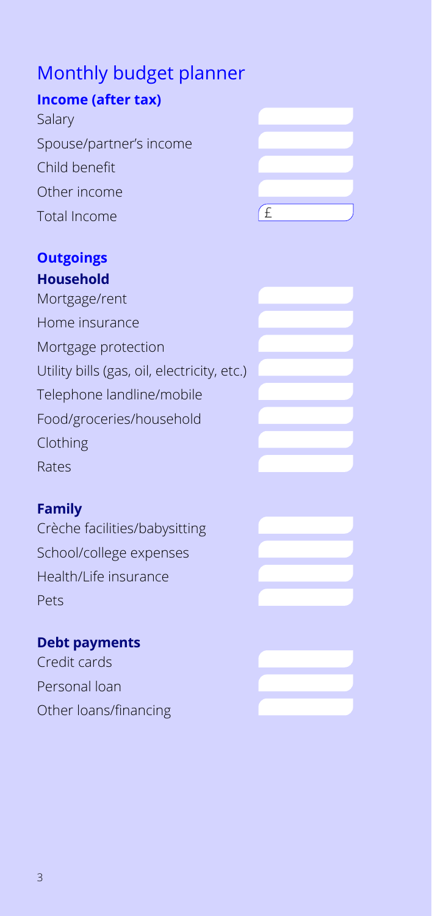# Monthly budget planner

## Income (after tax)

| | |
|---|---|
| Salary | |
| Spouse/partner's income | |
| Child benefit | |
| Other income | |
| Total Income | £ |

## Outgoings

### Household

| | |
|---|---|
| Mortgage/rent | |
| Home insurance | |
| Mortgage protection | |
| Utility bills (gas, oil, electricity, etc.) | |
| Telephone landline/mobile | |
| Food/groceries/household | |
| Clothing | |
| Rates | |

### Family

| | |
|---|---|
| Crèche facilities/babysitting | |
| School/college expenses | |
| Health/Life insurance | |
| Pets | |

### Debt payments

| | |
|---|---|
| Credit cards | |
| Personal loan | |
| Other loans/financing | |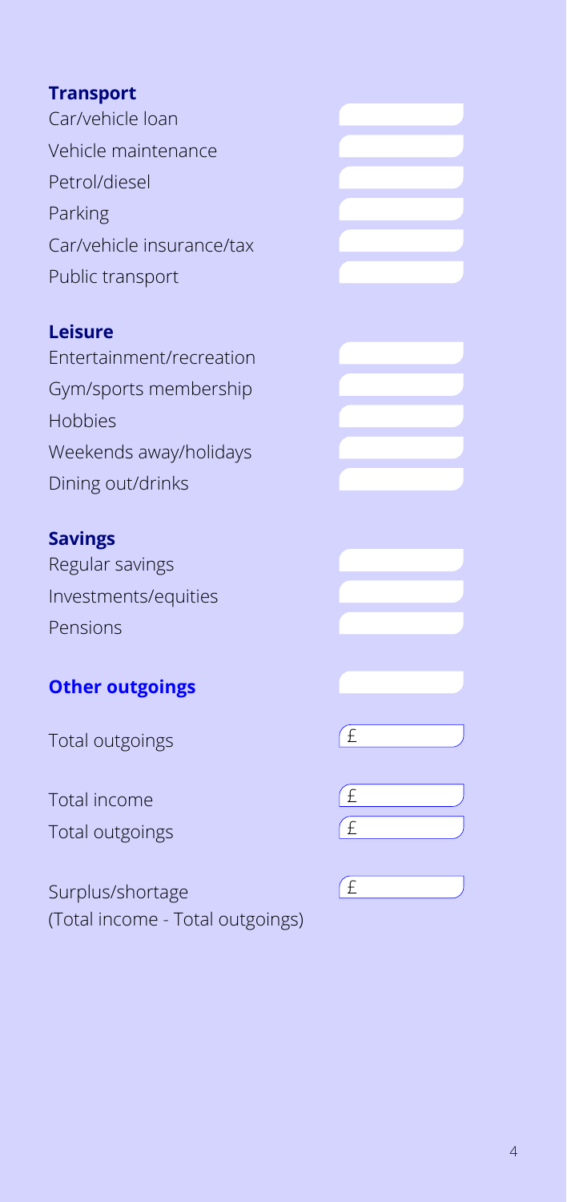**Transport**

| | |
|---|---|
| Car/vehicle loan | |
| Vehicle maintenance | |
| Petrol/diesel | |
| Parking | |
| Car/vehicle insurance/tax | |
| Public transport | |

**Leisure**

| | |
|---|---|
| Entertainment/recreation | |
| Gym/sports membership | |
| Hobbies | |
| Weekends away/holidays | |
| Dining out/drinks | |

**Savings**

| | |
|---|---|
| Regular savings | |
| Investments/equities | |
| Pensions | |

**Other outgoings**

| | |
|---|---|
| Total outgoings | £ |

| | |
|---|---|
| Total income | £ |
| Total outgoings | £ |

| | |
|---|---|
| Surplus/shortage (Total income - Total outgoings) | £ |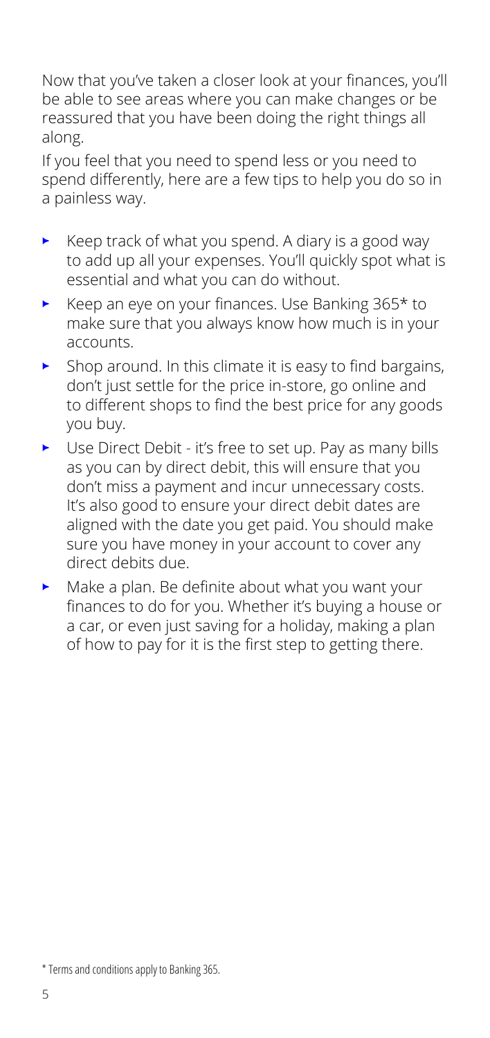Now that you've taken a closer look at your finances, you'll be able to see areas where you can make changes or be reassured that you have been doing the right things all along.

If you feel that you need to spend less or you need to spend differently, here are a few tips to help you do so in a painless way.

- Keep track of what you spend. A diary is a good way to add up all your expenses. You'll quickly spot what is essential and what you can do without.
- Keep an eye on your finances. Use Banking 365* to make sure that you always know how much is in your accounts.
- Shop around. In this climate it is easy to find bargains, don't just settle for the price in-store, go online and to different shops to find the best price for any goods you buy.
- Use Direct Debit - it's free to set up. Pay as many bills as you can by direct debit, this will ensure that you don't miss a payment and incur unnecessary costs. It's also good to ensure your direct debit dates are aligned with the date you get paid. You should make sure you have money in your account to cover any direct debits due.
- Make a plan. Be definite about what you want your finances to do for you. Whether it's buying a house or a car, or even just saving for a holiday, making a plan of how to pay for it is the first step to getting there.

* Terms and conditions apply to Banking 365.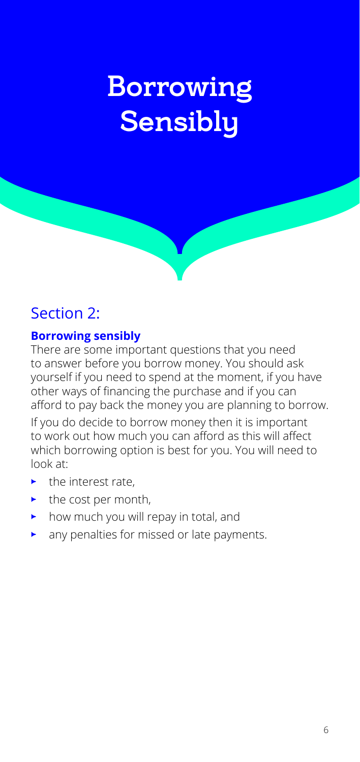# Borrowing Sensibly

## Section 2:

### Borrowing sensibly

There are some important questions that you need to answer before you borrow money. You should ask yourself if you need to spend at the moment, if you have other ways of financing the purchase and if you can afford to pay back the money you are planning to borrow.

If you do decide to borrow money then it is important to work out how much you can afford as this will affect which borrowing option is best for you. You will need to look at:

- the interest rate,
- the cost per month,
- how much you will repay in total, and
- any penalties for missed or late payments.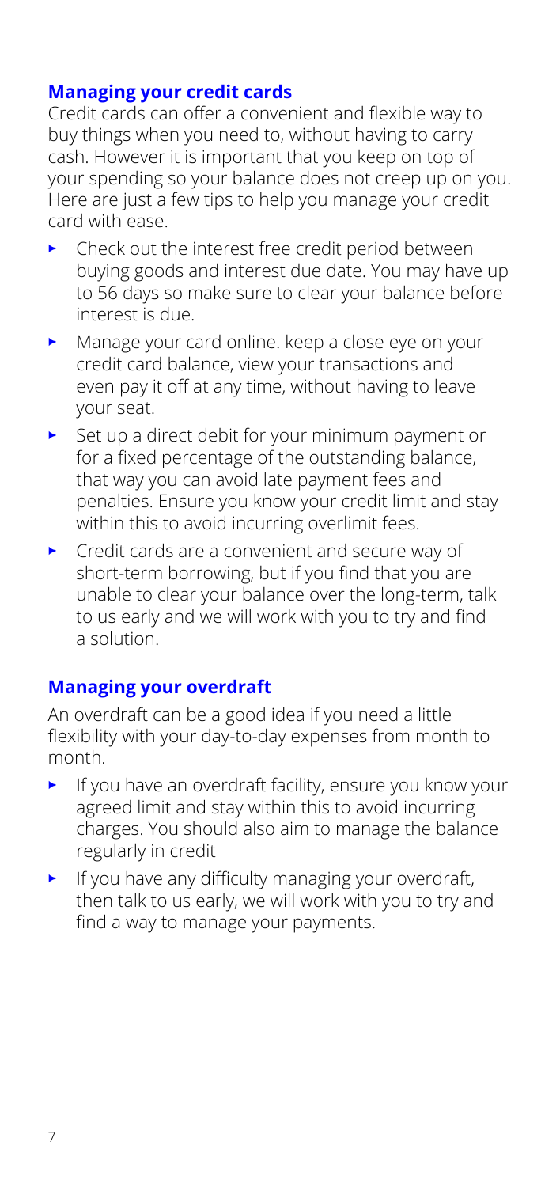## Managing your credit cards

Credit cards can offer a convenient and flexible way to buy things when you need to, without having to carry cash. However it is important that you keep on top of your spending so your balance does not creep up on you. Here are just a few tips to help you manage your credit card with ease.

- Check out the interest free credit period between buying goods and interest due date. You may have up to 56 days so make sure to clear your balance before interest is due.
- Manage your card online. keep a close eye on your credit card balance, view your transactions and even pay it off at any time, without having to leave your seat.
- Set up a direct debit for your minimum payment or for a fixed percentage of the outstanding balance, that way you can avoid late payment fees and penalties. Ensure you know your credit limit and stay within this to avoid incurring overlimit fees.
- Credit cards are a convenient and secure way of short-term borrowing, but if you find that you are unable to clear your balance over the long-term, talk to us early and we will work with you to try and find a solution.

## Managing your overdraft

An overdraft can be a good idea if you need a little flexibility with your day-to-day expenses from month to month.

- If you have an overdraft facility, ensure you know your agreed limit and stay within this to avoid incurring charges. You should also aim to manage the balance regularly in credit
- If you have any difficulty managing your overdraft, then talk to us early, we will work with you to try and find a way to manage your payments.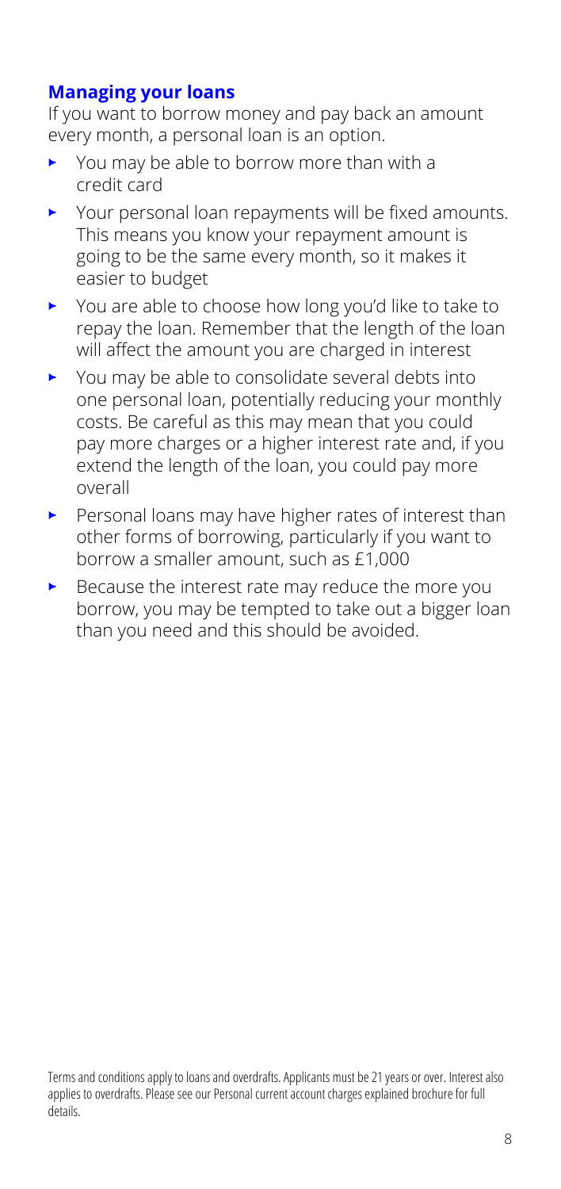## Managing your loans

If you want to borrow money and pay back an amount every month, a personal loan is an option.

- You may be able to borrow more than with a credit card
- Your personal loan repayments will be fixed amounts. This means you know your repayment amount is going to be the same every month, so it makes it easier to budget
- You are able to choose how long you'd like to take to repay the loan. Remember that the length of the loan will affect the amount you are charged in interest
- You may be able to consolidate several debts into one personal loan, potentially reducing your monthly costs. Be careful as this may mean that you could pay more charges or a higher interest rate and, if you extend the length of the loan, you could pay more overall
- Personal loans may have higher rates of interest than other forms of borrowing, particularly if you want to borrow a smaller amount, such as £1,000
- Because the interest rate may reduce the more you borrow, you may be tempted to take out a bigger loan than you need and this should be avoided.

Terms and conditions apply to loans and overdrafts. Applicants must be 21 years or over. Interest also applies to overdrafts. Please see our Personal current account charges explained brochure for full details.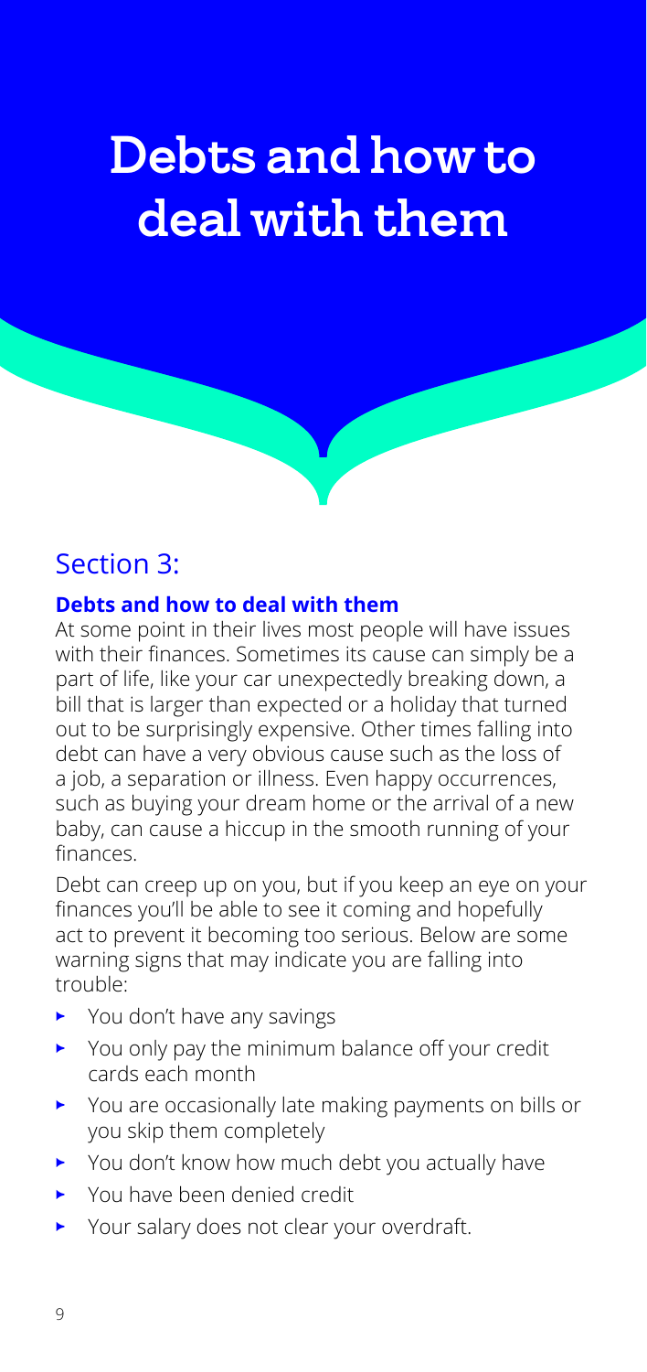# Debts and how to deal with them

## Section 3:

**Debts and how to deal with them**

At some point in their lives most people will have issues with their finances. Sometimes its cause can simply be a part of life, like your car unexpectedly breaking down, a bill that is larger than expected or a holiday that turned out to be surprisingly expensive. Other times falling into debt can have a very obvious cause such as the loss of a job, a separation or illness. Even happy occurrences, such as buying your dream home or the arrival of a new baby, can cause a hiccup in the smooth running of your finances.

Debt can creep up on you, but if you keep an eye on your finances you'll be able to see it coming and hopefully act to prevent it becoming too serious. Below are some warning signs that may indicate you are falling into trouble:

- You don't have any savings
- You only pay the minimum balance off your credit cards each month
- You are occasionally late making payments on bills or you skip them completely
- You don't know how much debt you actually have
- You have been denied credit
- Your salary does not clear your overdraft.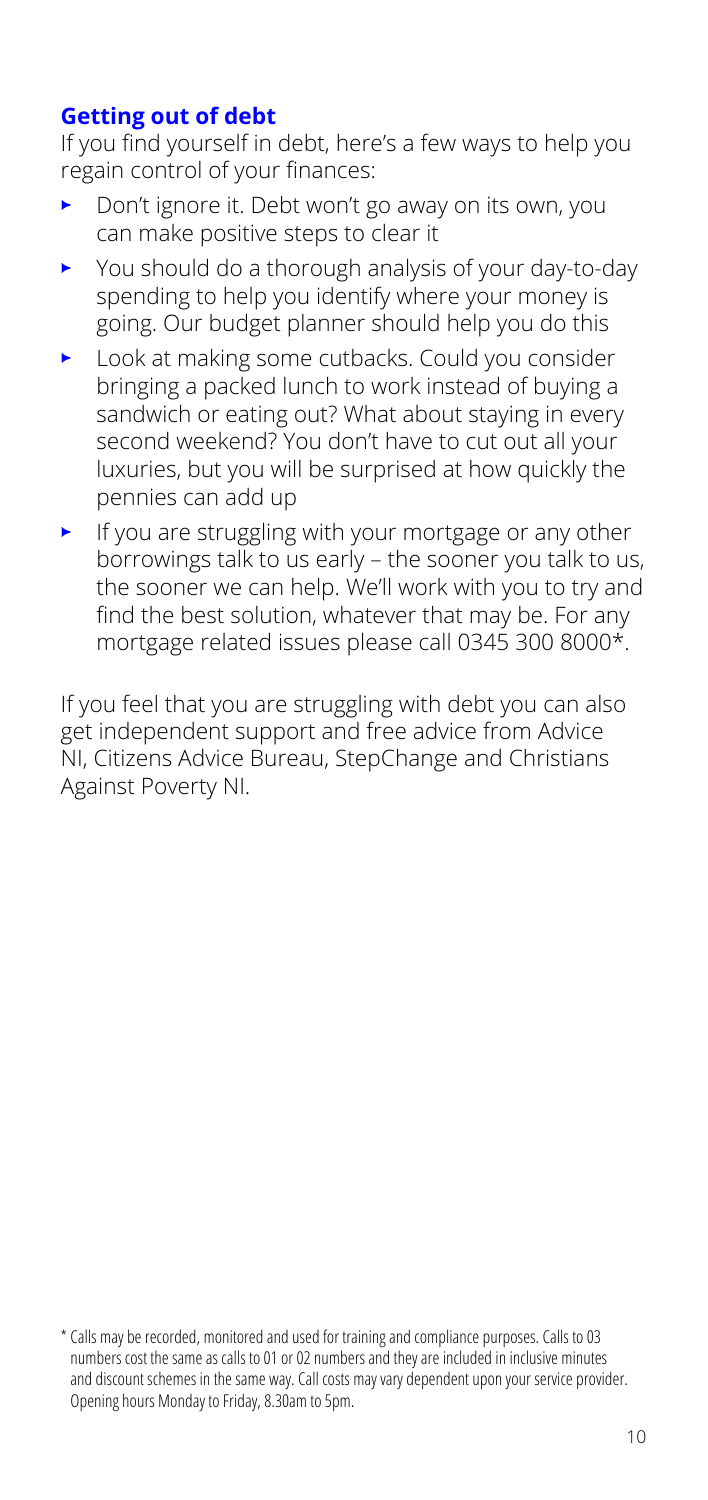## Getting out of debt

If you find yourself in debt, here's a few ways to help you regain control of your finances:

- Don't ignore it. Debt won't go away on its own, you can make positive steps to clear it
- You should do a thorough analysis of your day-to-day spending to help you identify where your money is going. Our budget planner should help you do this
- Look at making some cutbacks. Could you consider bringing a packed lunch to work instead of buying a sandwich or eating out? What about staying in every second weekend? You don't have to cut out all your luxuries, but you will be surprised at how quickly the pennies can add up
- If you are struggling with your mortgage or any other borrowings talk to us early – the sooner you talk to us, the sooner we can help. We'll work with you to try and find the best solution, whatever that may be. For any mortgage related issues please call 0345 300 8000*.

If you feel that you are struggling with debt you can also get independent support and free advice from Advice NI, Citizens Advice Bureau, StepChange and Christians Against Poverty NI.

\* Calls may be recorded, monitored and used for training and compliance purposes. Calls to 03 numbers cost the same as calls to 01 or 02 numbers and they are included in inclusive minutes and discount schemes in the same way. Call costs may vary dependent upon your service provider. Opening hours Monday to Friday, 8.30am to 5pm.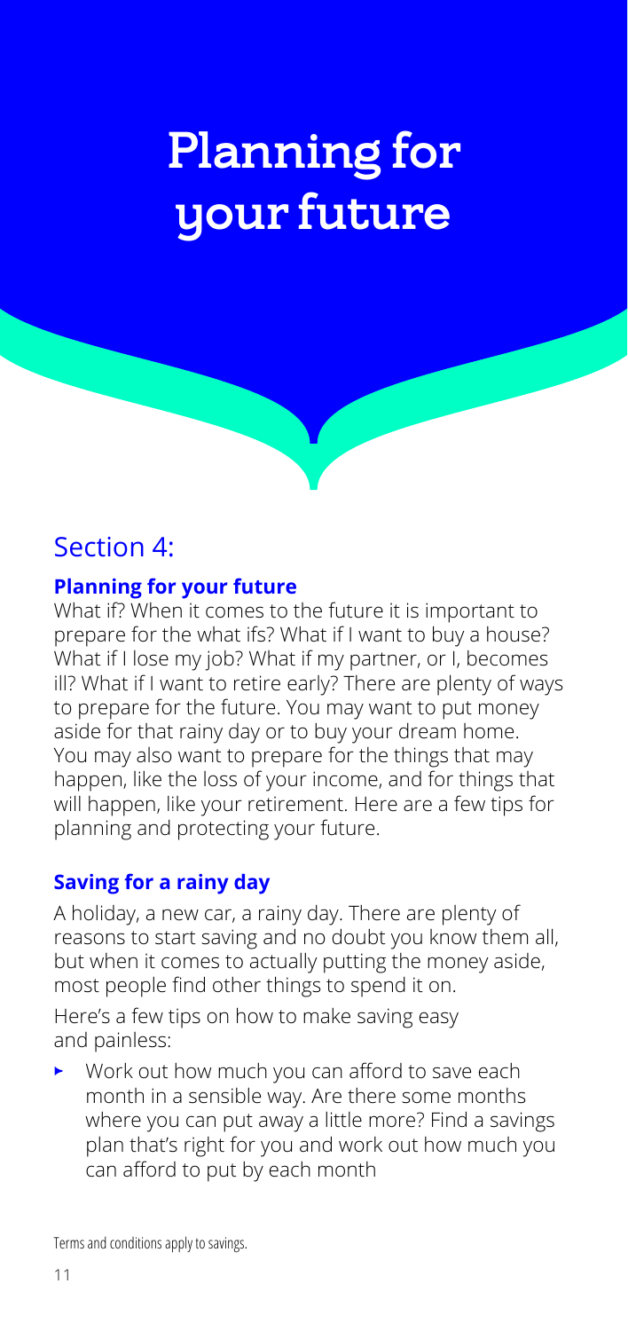# Planning for your future

## Section 4:

### Planning for your future

What if? When it comes to the future it is important to prepare for the what ifs? What if I want to buy a house? What if I lose my job? What if my partner, or I, becomes ill? What if I want to retire early? There are plenty of ways to prepare for the future. You may want to put money aside for that rainy day or to buy your dream home. You may also want to prepare for the things that may happen, like the loss of your income, and for things that will happen, like your retirement. Here are a few tips for planning and protecting your future.

### Saving for a rainy day

A holiday, a new car, a rainy day. There are plenty of reasons to start saving and no doubt you know them all, but when it comes to actually putting the money aside, most people find other things to spend it on.

Here's a few tips on how to make saving easy and painless:

- Work out how much you can afford to save each month in a sensible way. Are there some months where you can put away a little more? Find a savings plan that's right for you and work out how much you can afford to put by each month

Terms and conditions apply to savings.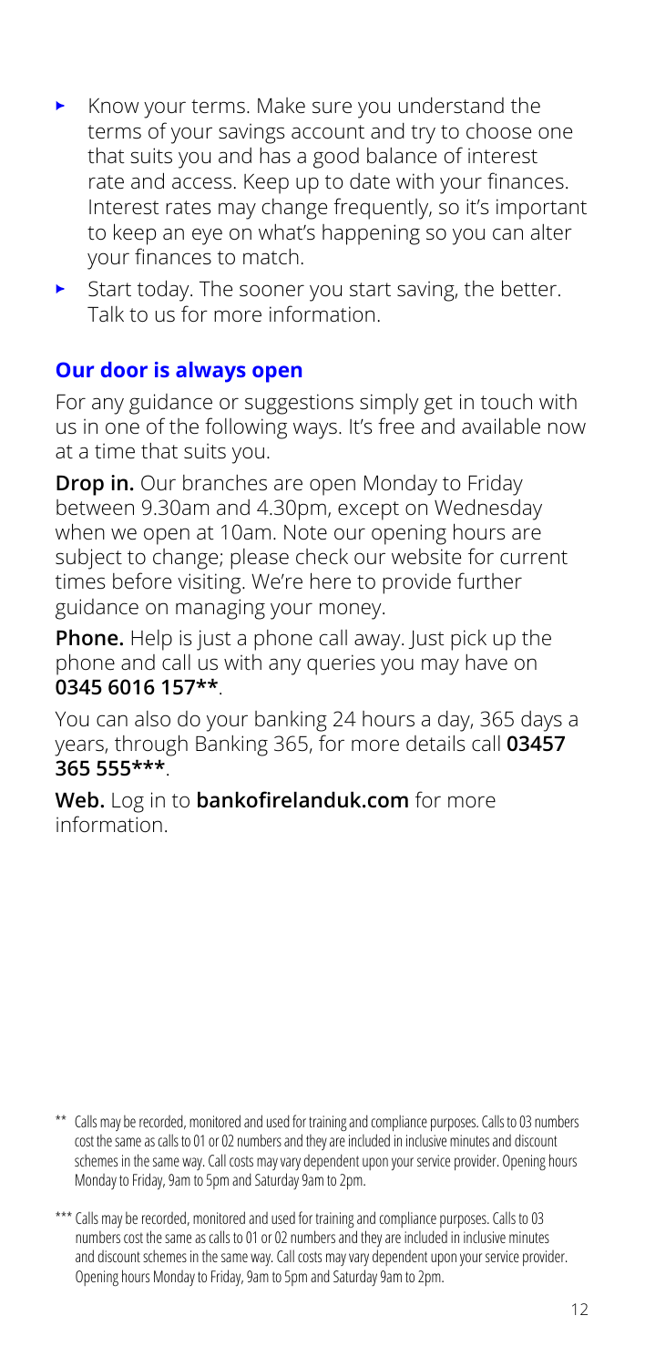- Know your terms. Make sure you understand the terms of your savings account and try to choose one that suits you and has a good balance of interest rate and access. Keep up to date with your finances. Interest rates may change frequently, so it's important to keep an eye on what's happening so you can alter your finances to match.
- Start today. The sooner you start saving, the better. Talk to us for more information.

## Our door is always open

For any guidance or suggestions simply get in touch with us in one of the following ways. It's free and available now at a time that suits you.

**Drop in.** Our branches are open Monday to Friday between 9.30am and 4.30pm, except on Wednesday when we open at 10am. Note our opening hours are subject to change; please check our website for current times before visiting. We're here to provide further guidance on managing your money.

**Phone.** Help is just a phone call away. Just pick up the phone and call us with any queries you may have on **0345 6016 157****.

You can also do your banking 24 hours a day, 365 days a years, through Banking 365, for more details call **03457 365 555*****.

**Web.** Log in to **bankofirelanduk.com** for more information.

** Calls may be recorded, monitored and used for training and compliance purposes. Calls to 03 numbers cost the same as calls to 01 or 02 numbers and they are included in inclusive minutes and discount schemes in the same way. Call costs may vary dependent upon your service provider. Opening hours Monday to Friday, 9am to 5pm and Saturday 9am to 2pm.

*** Calls may be recorded, monitored and used for training and compliance purposes. Calls to 03 numbers cost the same as calls to 01 or 02 numbers and they are included in inclusive minutes and discount schemes in the same way. Call costs may vary dependent upon your service provider. Opening hours Monday to Friday, 9am to 5pm and Saturday 9am to 2pm.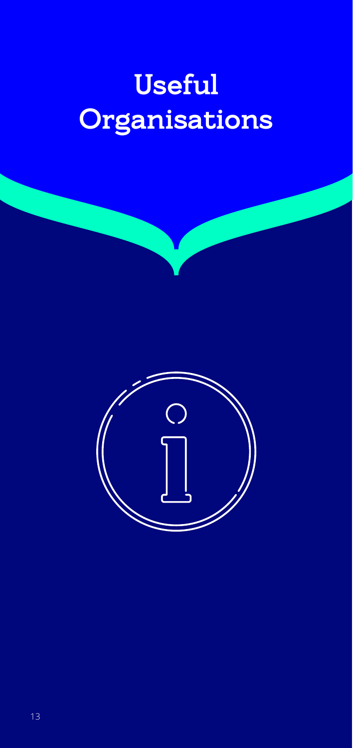# Useful Organisations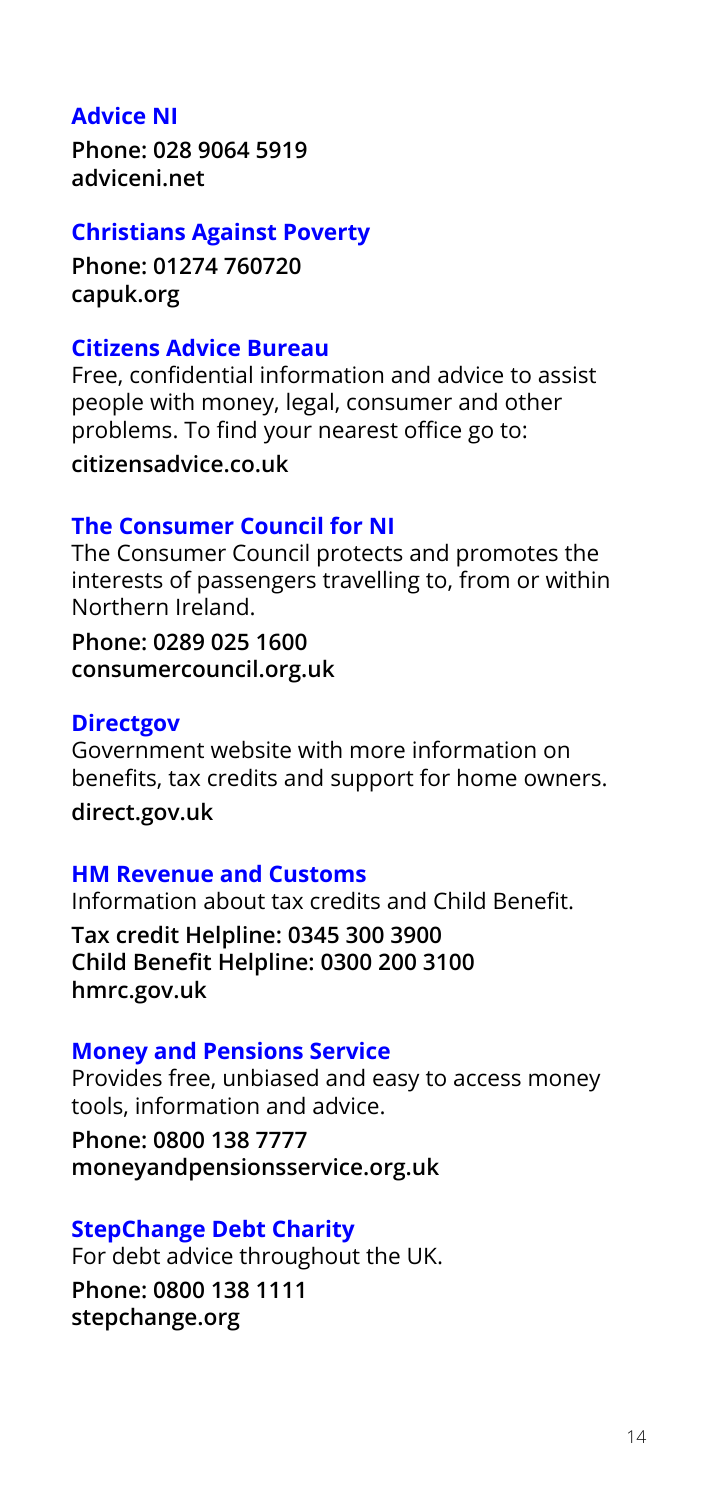### Advice NI

**Phone: 028 9064 5919**
**adviceni.net**

### Christians Against Poverty

**Phone: 01274 760720**
**capuk.org**

### Citizens Advice Bureau

Free, confidential information and advice to assist people with money, legal, consumer and other problems. To find your nearest office go to:

**citizensadvice.co.uk**

### The Consumer Council for NI

The Consumer Council protects and promotes the interests of passengers travelling to, from or within Northern Ireland.

**Phone: 0289 025 1600**
**consumercouncil.org.uk**

### Directgov

Government website with more information on benefits, tax credits and support for home owners.

**direct.gov.uk**

### HM Revenue and Customs

Information about tax credits and Child Benefit.

**Tax credit Helpline: 0345 300 3900**
**Child Benefit Helpline: 0300 200 3100**
**hmrc.gov.uk**

### Money and Pensions Service

Provides free, unbiased and easy to access money tools, information and advice.

**Phone: 0800 138 7777**
**moneyandpensionsservice.org.uk**

### StepChange Debt Charity

For debt advice throughout the UK.

**Phone: 0800 138 1111**
**stepchange.org**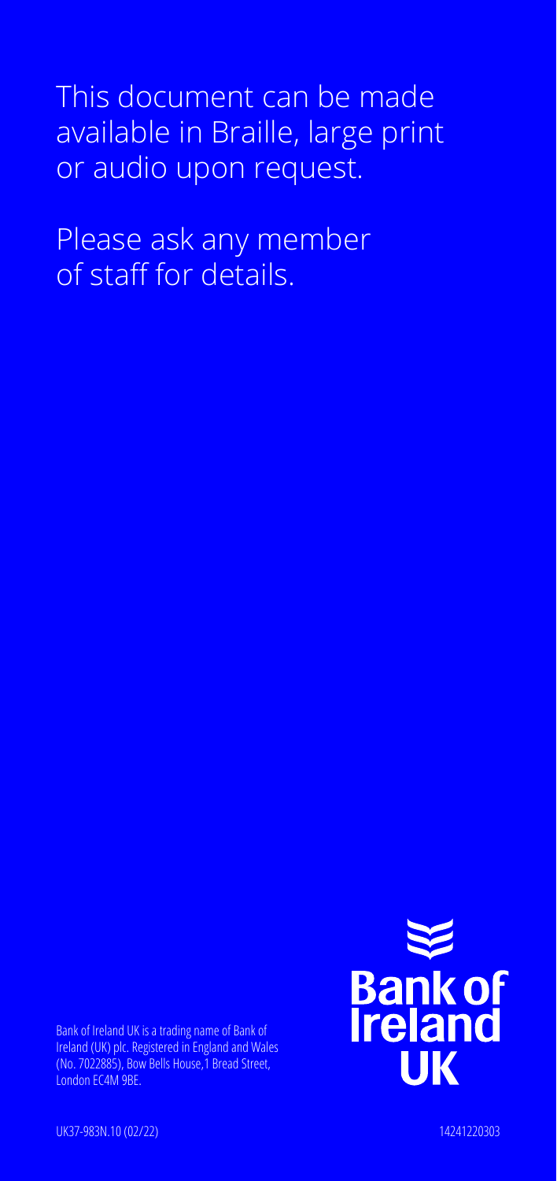This document can be made available in Braille, large print or audio upon request.

Please ask any member of staff for details.

Bank of Ireland UK is a trading name of Bank of Ireland (UK) plc. Registered in England and Wales (No. 7022885), Bow Bells House,1 Bread Street, London EC4M 9BE.

Bank of Ireland UK

UK37-983N.10 (02/22)

14241220303